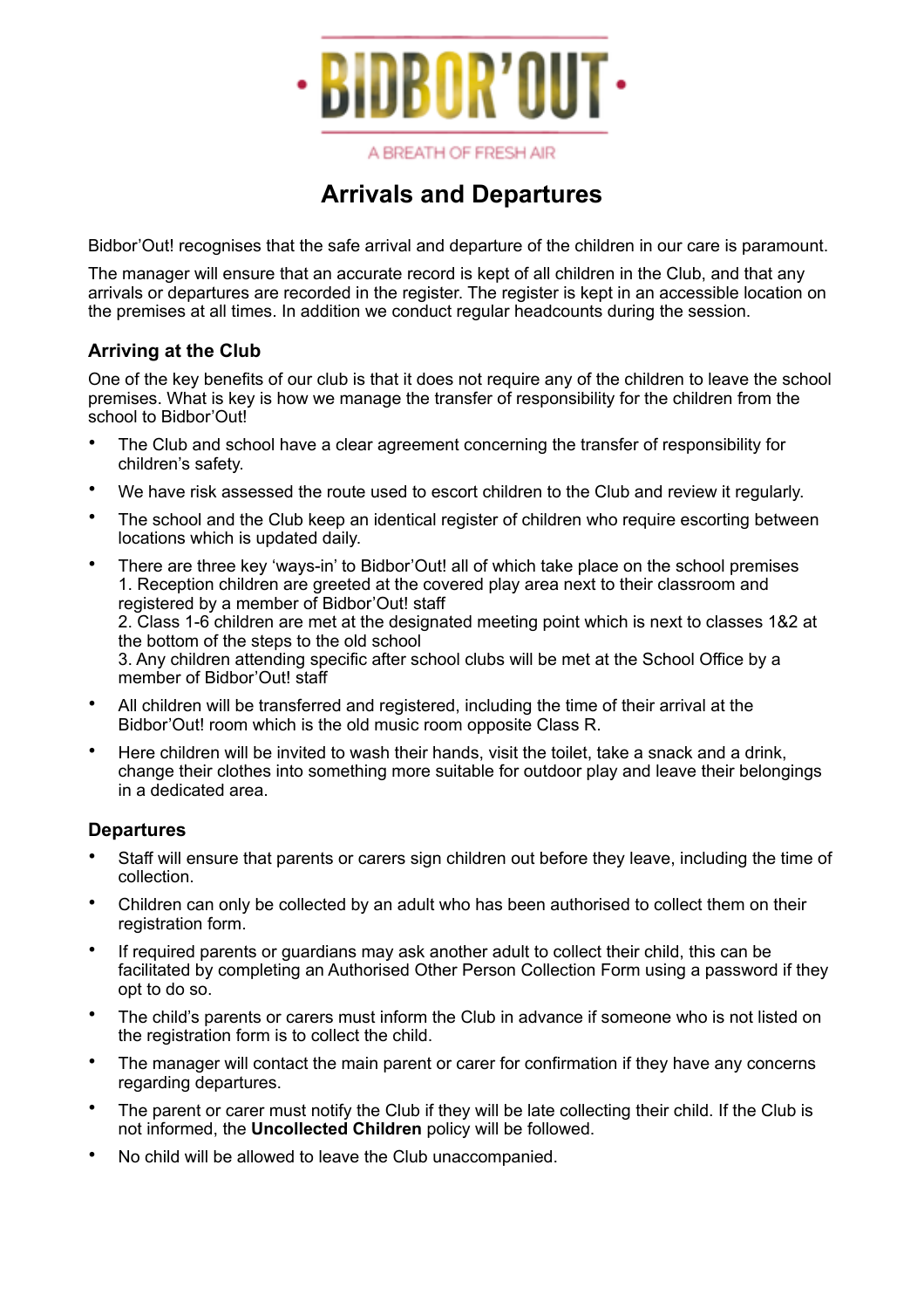BIDBOR'OUT

A BREATH OF FRESH AIR

# Arrivals and Departures

Bidbor'Out! recognises that the safe arrival and departure of the children in our care is paramount.

The manager will ensure that an accurate record is kept of all children in the Club, and that any arrivals or departures are recorded in the register. The register is kept in an accessible location on the premises at all times. In addition we conduct regular headcounts during the session.

### Arriving at the Club

One of the key benefits of our club is that it does not require any of the children to leave the school premises. What is key is how we manage the transfer of responsibility for the children from the school to Bidbor'Out!

- The Club and school have a clear agreement concerning the transfer of responsibility for children's safety.
- We have risk assessed the route used to escort children to the Club and review it regularly.
- The school and the Club keep an identical register of children who require escorting between locations which is updated daily.
- There are three key 'ways-in' to Bidbor'Out! all of which take place on the school premises
  1. Reception children are greeted at the covered play area next to their classroom and registered by a member of Bidbor'Out! staff
  2. Class 1-6 children are met at the designated meeting point which is next to classes 1&2 at the bottom of the steps to the old school
  3. Any children attending specific after school clubs will be met at the School Office by a member of Bidbor'Out! staff
- All children will be transferred and registered, including the time of their arrival at the Bidbor'Out! room which is the old music room opposite Class R.
- Here children will be invited to wash their hands, visit the toilet, take a snack and a drink, change their clothes into something more suitable for outdoor play and leave their belongings in a dedicated area.

### Departures

- Staff will ensure that parents or carers sign children out before they leave, including the time of collection.
- Children can only be collected by an adult who has been authorised to collect them on their registration form.
- If required parents or guardians may ask another adult to collect their child, this can be facilitated by completing an Authorised Other Person Collection Form using a password if they opt to do so.
- The child's parents or carers must inform the Club in advance if someone who is not listed on the registration form is to collect the child.
- The manager will contact the main parent or carer for confirmation if they have any concerns regarding departures.
- The parent or carer must notify the Club if they will be late collecting their child. If the Club is not informed, the **Uncollected Children** policy will be followed.
- No child will be allowed to leave the Club unaccompanied.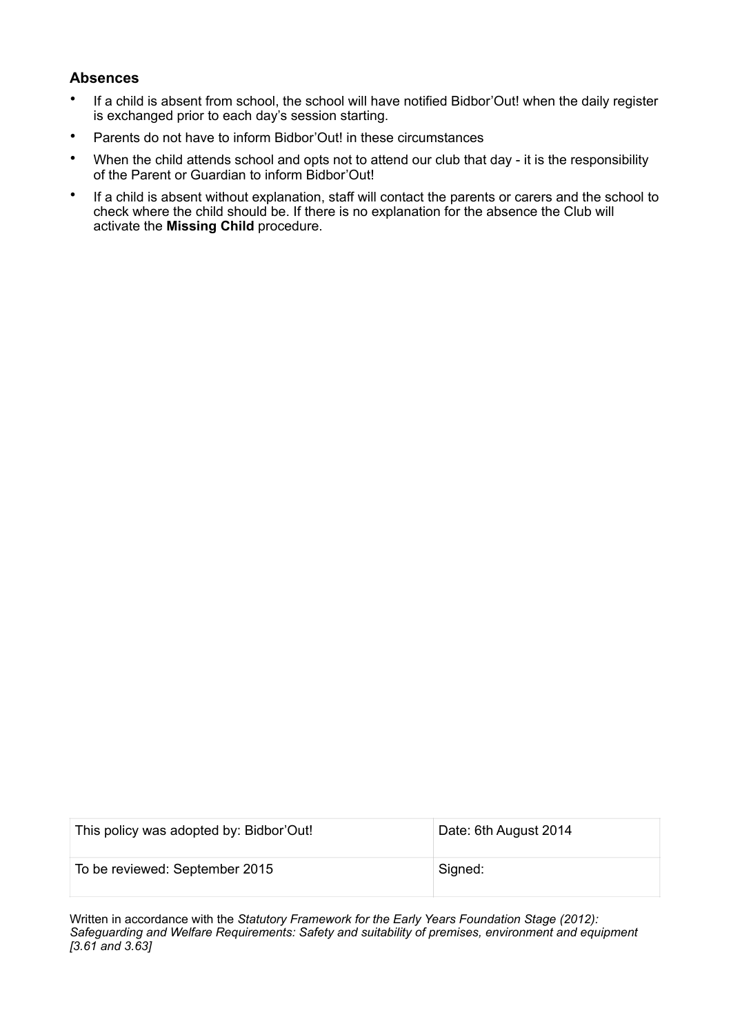### Absences

- If a child is absent from school, the school will have notified Bidbor'Out! when the daily register is exchanged prior to each day's session starting.
- Parents do not have to inform Bidbor'Out! in these circumstances
- When the child attends school and opts not to attend our club that day - it is the responsibility of the Parent or Guardian to inform Bidbor'Out!
- If a child is absent without explanation, staff will contact the parents or carers and the school to check where the child should be. If there is no explanation for the absence the Club will activate the **Missing Child** procedure.

| | |
|---|---|
| This policy was adopted by: Bidbor'Out! | Date: 6th August 2014 |
| To be reviewed: September 2015 | Signed: |

Written in accordance with the *Statutory Framework for the Early Years Foundation Stage (2012): Safeguarding and Welfare Requirements: Safety and suitability of premises, environment and equipment [3.61 and 3.63]*